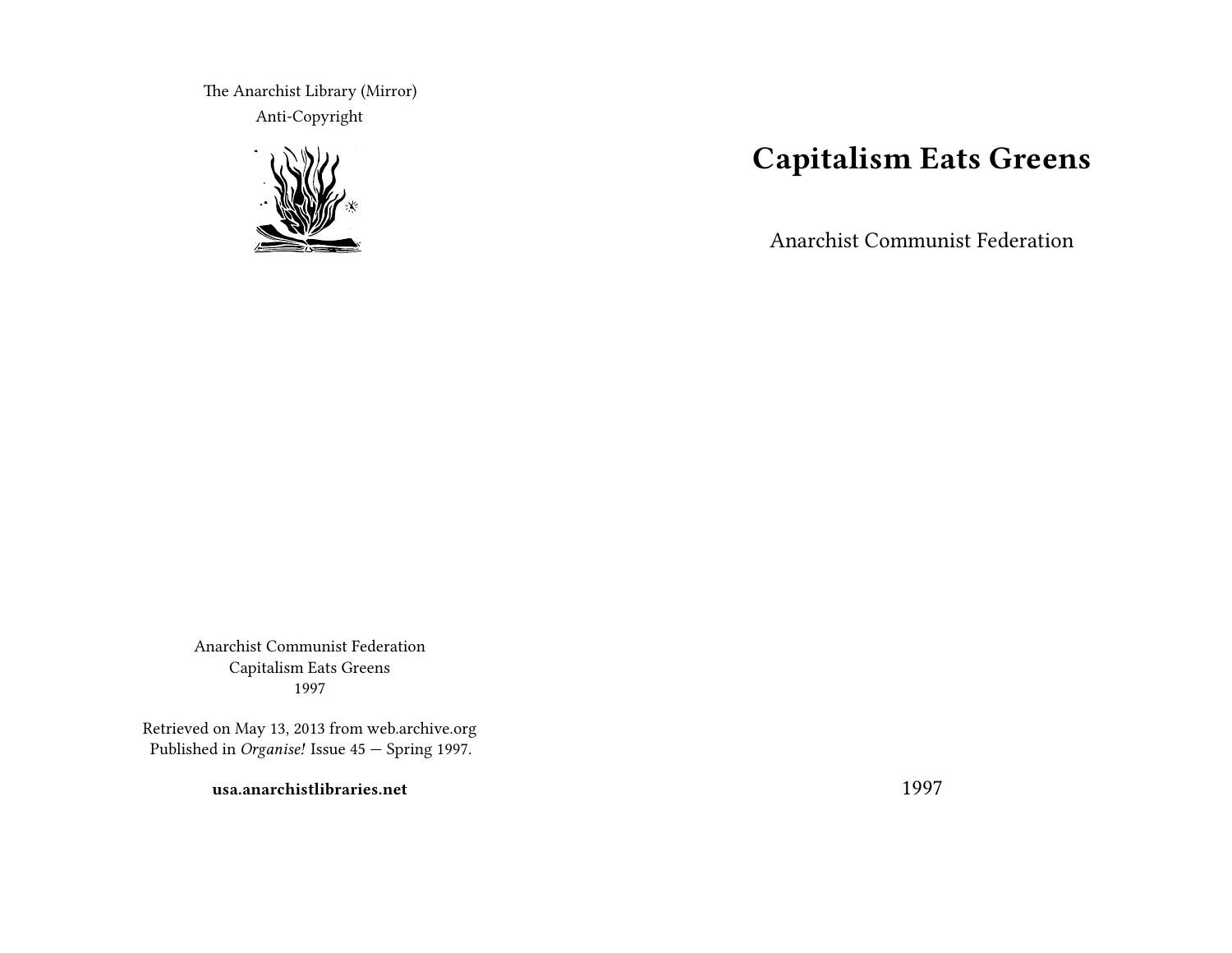The Anarchist Library (Mirror)
Anti-Copyright

# Capitalism Eats Greens

Anarchist Communist Federation

1997

Anarchist Communist Federation
Capitalism Eats Greens
1997

Retrieved on May 13, 2013 from web.archive.org
Published in *Organise!* Issue 45 — Spring 1997.

**usa.anarchistlibraries.net**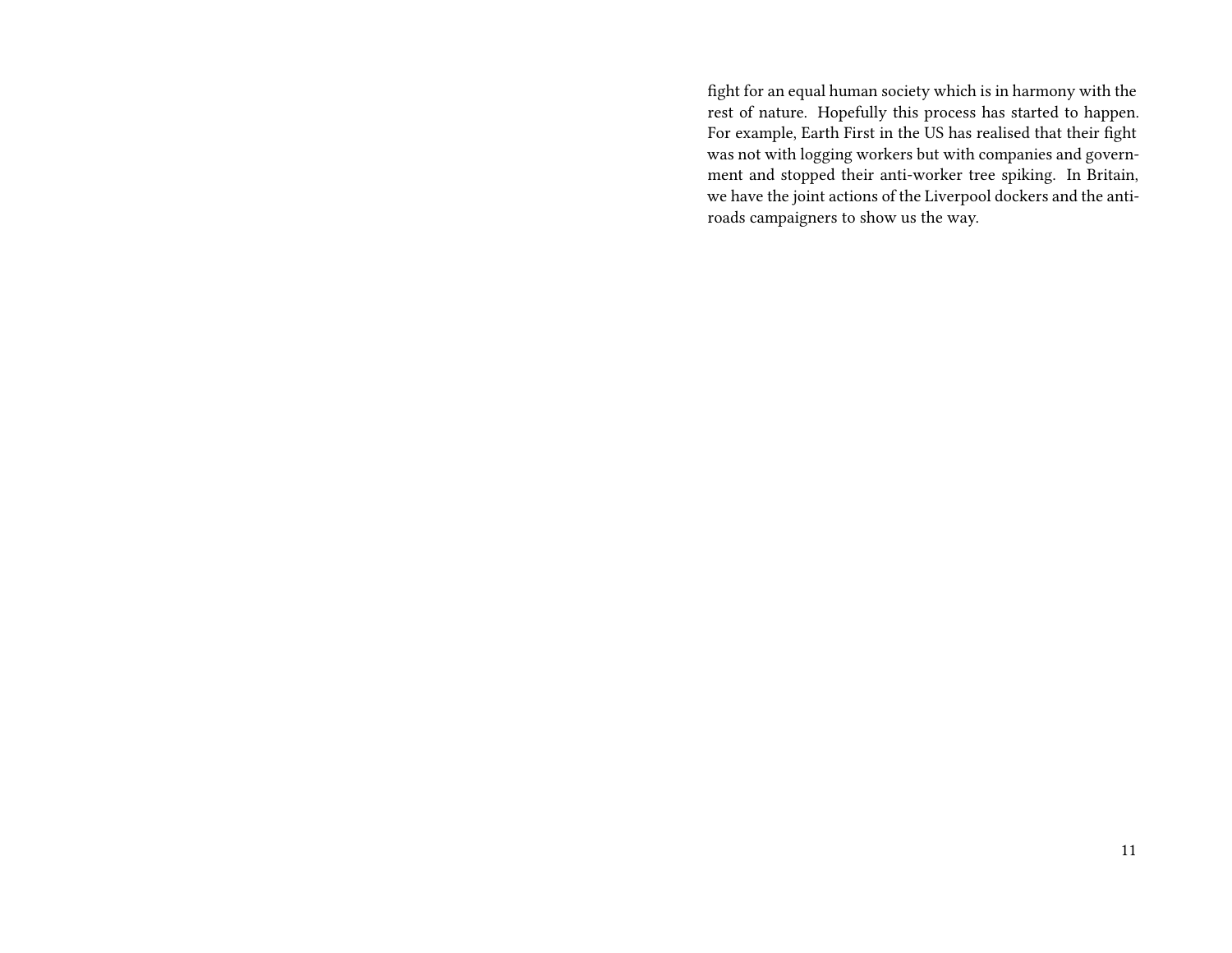fight for an equal human society which is in harmony with the rest of nature. Hopefully this process has started to happen. For example, Earth First in the US has realised that their fight was not with logging workers but with companies and government and stopped their anti-worker tree spiking. In Britain, we have the joint actions of the Liverpool dockers and the anti-roads campaigners to show us the way.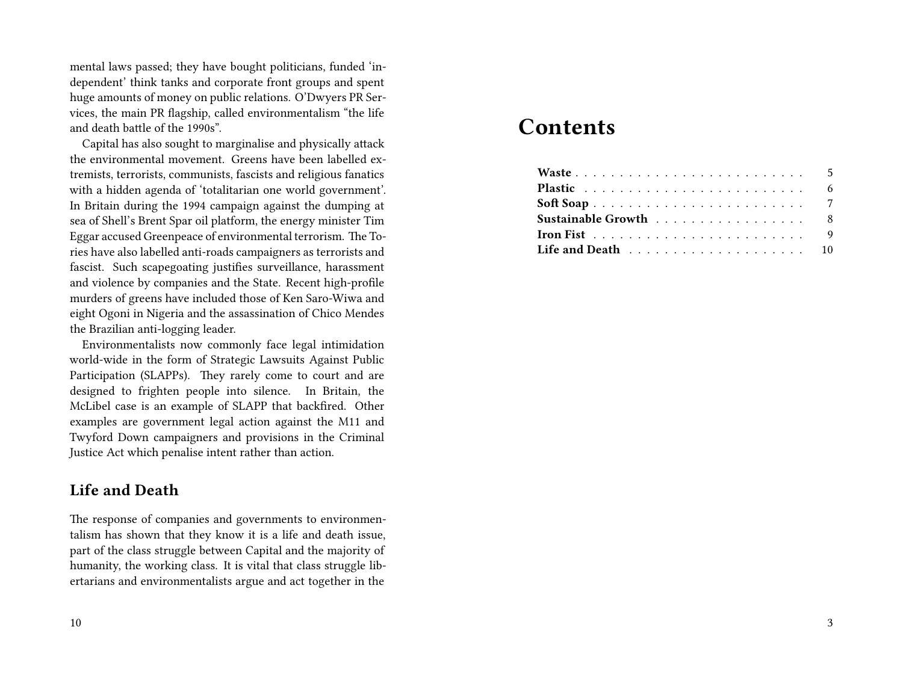mental laws passed; they have bought politicians, funded 'independent' think tanks and corporate front groups and spent huge amounts of money on public relations. O'Dwyers PR Services, the main PR flagship, called environmentalism "the life and death battle of the 1990s".

Capital has also sought to marginalise and physically attack the environmental movement. Greens have been labelled extremists, terrorists, communists, fascists and religious fanatics with a hidden agenda of 'totalitarian one world government'. In Britain during the 1994 campaign against the dumping at sea of Shell's Brent Spar oil platform, the energy minister Tim Eggar accused Greenpeace of environmental terrorism. The Tories have also labelled anti-roads campaigners as terrorists and fascist. Such scapegoating justifies surveillance, harassment and violence by companies and the State. Recent high-profile murders of greens have included those of Ken Saro-Wiwa and eight Ogoni in Nigeria and the assassination of Chico Mendes the Brazilian anti-logging leader.

Environmentalists now commonly face legal intimidation world-wide in the form of Strategic Lawsuits Against Public Participation (SLAPPs). They rarely come to court and are designed to frighten people into silence. In Britain, the McLibel case is an example of SLAPP that backfired. Other examples are government legal action against the M11 and Twyford Down campaigners and provisions in the Criminal Justice Act which penalise intent rather than action.

## Life and Death

The response of companies and governments to environmentalism has shown that they know it is a life and death issue, part of the class struggle between Capital and the majority of humanity, the working class. It is vital that class struggle libertarians and environmentalists argue and act together in the

# Contents

- **Waste** . . . . . 5
- **Plastic** . . . . . 6
- **Soft Soap** . . . . . 7
- **Sustainable Growth** . . . . . 8
- **Iron Fist** . . . . . 9
- **Life and Death** . . . . . 10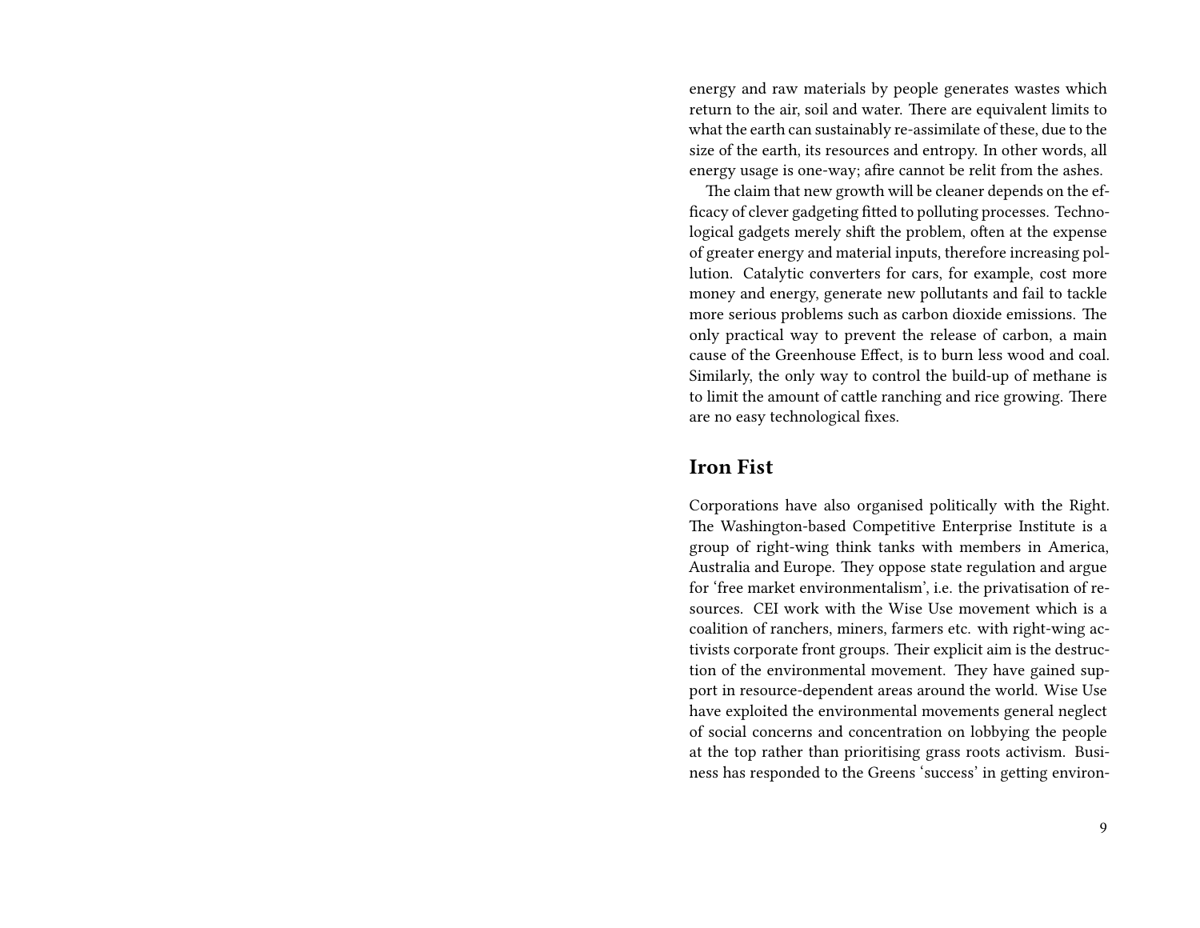energy and raw materials by people generates wastes which return to the air, soil and water. There are equivalent limits to what the earth can sustainably re-assimilate of these, due to the size of the earth, its resources and entropy. In other words, all energy usage is one-way; afire cannot be relit from the ashes.

The claim that new growth will be cleaner depends on the efficacy of clever gadgeting fitted to polluting processes. Technological gadgets merely shift the problem, often at the expense of greater energy and material inputs, therefore increasing pollution. Catalytic converters for cars, for example, cost more money and energy, generate new pollutants and fail to tackle more serious problems such as carbon dioxide emissions. The only practical way to prevent the release of carbon, a main cause of the Greenhouse Effect, is to burn less wood and coal. Similarly, the only way to control the build-up of methane is to limit the amount of cattle ranching and rice growing. There are no easy technological fixes.

## Iron Fist

Corporations have also organised politically with the Right. The Washington-based Competitive Enterprise Institute is a group of right-wing think tanks with members in America, Australia and Europe. They oppose state regulation and argue for 'free market environmentalism', i.e. the privatisation of resources. CEI work with the Wise Use movement which is a coalition of ranchers, miners, farmers etc. with right-wing activists corporate front groups. Their explicit aim is the destruction of the environmental movement. They have gained support in resource-dependent areas around the world. Wise Use have exploited the environmental movements general neglect of social concerns and concentration on lobbying the people at the top rather than prioritising grass roots activism. Business has responded to the Greens 'success' in getting environ-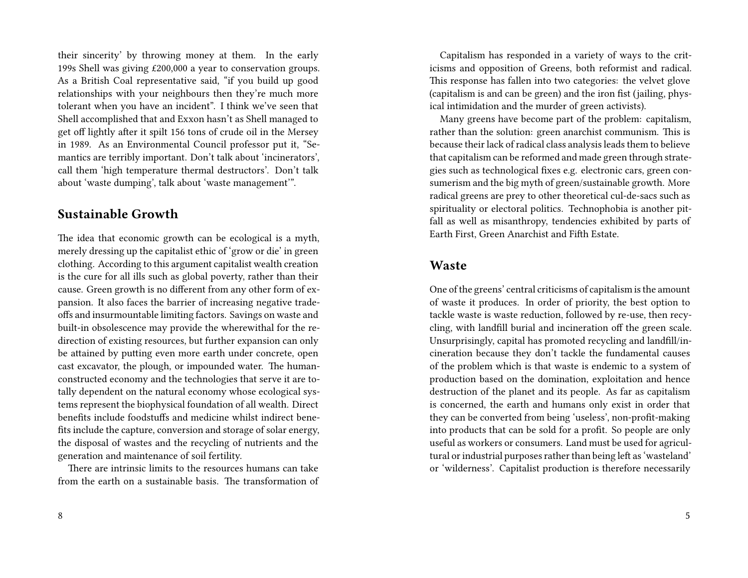their sincerity' by throwing money at them. In the early 199s Shell was giving £200,000 a year to conservation groups. As a British Coal representative said, "if you build up good relationships with your neighbours then they're much more tolerant when you have an incident". I think we've seen that Shell accomplished that and Exxon hasn't as Shell managed to get off lightly after it spilt 156 tons of crude oil in the Mersey in 1989. As an Environmental Council professor put it, "Semantics are terribly important. Don't talk about 'incinerators', call them 'high temperature thermal destructors'. Don't talk about 'waste dumping', talk about 'waste management'".

## Sustainable Growth

The idea that economic growth can be ecological is a myth, merely dressing up the capitalist ethic of 'grow or die' in green clothing. According to this argument capitalist wealth creation is the cure for all ills such as global poverty, rather than their cause. Green growth is no different from any other form of expansion. It also faces the barrier of increasing negative trade-offs and insurmountable limiting factors. Savings on waste and built-in obsolescence may provide the wherewithal for the redirection of existing resources, but further expansion can only be attained by putting even more earth under concrete, open cast excavator, the plough, or impounded water. The human-constructed economy and the technologies that serve it are totally dependent on the natural economy whose ecological systems represent the biophysical foundation of all wealth. Direct benefits include foodstuffs and medicine whilst indirect benefits include the capture, conversion and storage of solar energy, the disposal of wastes and the recycling of nutrients and the generation and maintenance of soil fertility.

There are intrinsic limits to the resources humans can take from the earth on a sustainable basis. The transformation of

Capitalism has responded in a variety of ways to the criticisms and opposition of Greens, both reformist and radical. This response has fallen into two categories: the velvet glove (capitalism is and can be green) and the iron fist (jailing, physical intimidation and the murder of green activists).

Many greens have become part of the problem: capitalism, rather than the solution: green anarchist communism. This is because their lack of radical class analysis leads them to believe that capitalism can be reformed and made green through strategies such as technological fixes e.g. electronic cars, green consumerism and the big myth of green/sustainable growth. More radical greens are prey to other theoretical cul-de-sacs such as spirituality or electoral politics. Technophobia is another pitfall as well as misanthropy, tendencies exhibited by parts of Earth First, Green Anarchist and Fifth Estate.

## Waste

One of the greens' central criticisms of capitalism is the amount of waste it produces. In order of priority, the best option to tackle waste is waste reduction, followed by re-use, then recycling, with landfill burial and incineration off the green scale. Unsurprisingly, capital has promoted recycling and landfill/incineration because they don't tackle the fundamental causes of the problem which is that waste is endemic to a system of production based on the domination, exploitation and hence destruction of the planet and its people. As far as capitalism is concerned, the earth and humans only exist in order that they can be converted from being 'useless', non-profit-making into products that can be sold for a profit. So people are only useful as workers or consumers. Land must be used for agricultural or industrial purposes rather than being left as 'wasteland' or 'wilderness'. Capitalist production is therefore necessarily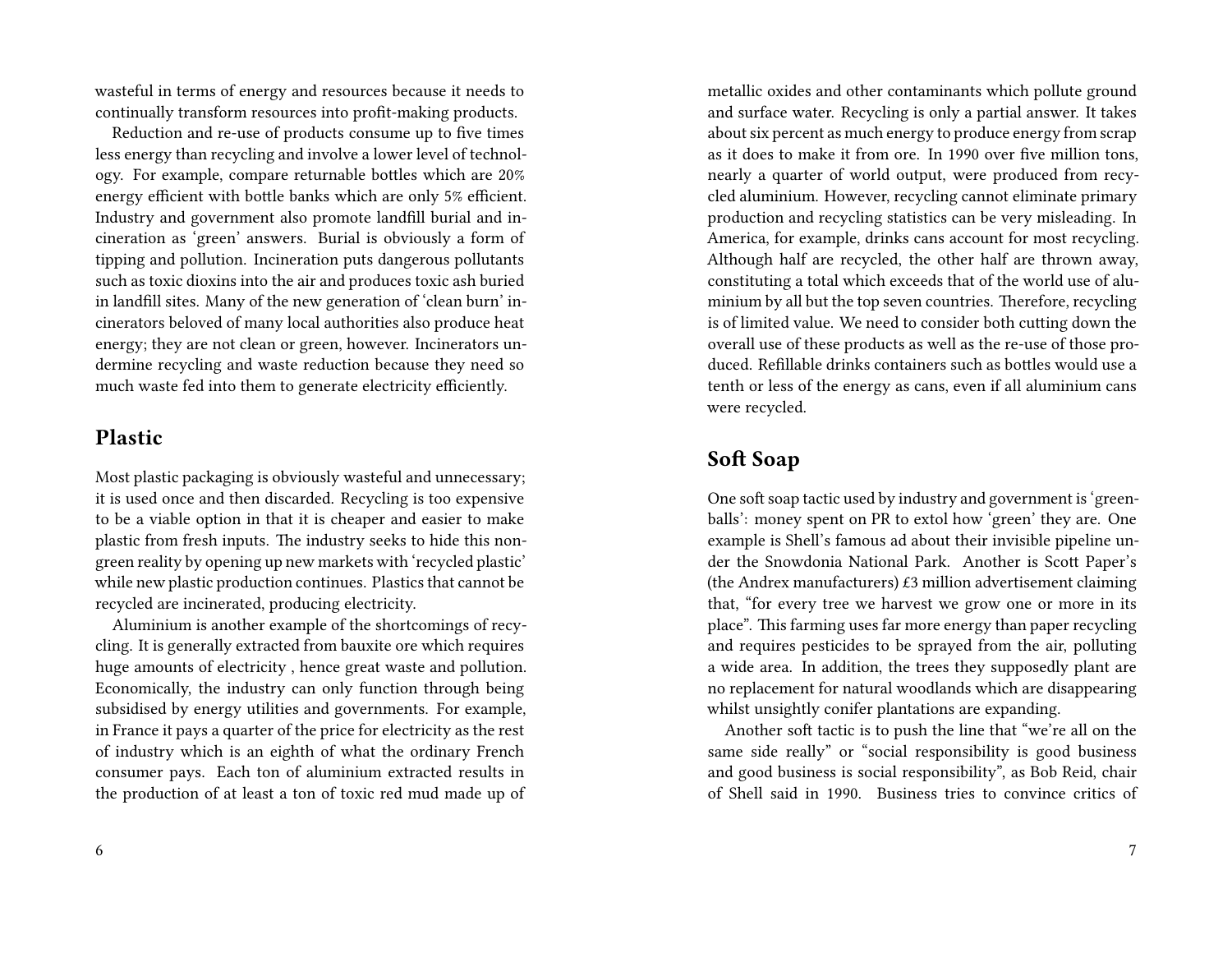wasteful in terms of energy and resources because it needs to continually transform resources into profit-making products.

Reduction and re-use of products consume up to five times less energy than recycling and involve a lower level of technology. For example, compare returnable bottles which are 20% energy efficient with bottle banks which are only 5% efficient. Industry and government also promote landfill burial and incineration as 'green' answers. Burial is obviously a form of tipping and pollution. Incineration puts dangerous pollutants such as toxic dioxins into the air and produces toxic ash buried in landfill sites. Many of the new generation of 'clean burn' incinerators beloved of many local authorities also produce heat energy; they are not clean or green, however. Incinerators undermine recycling and waste reduction because they need so much waste fed into them to generate electricity efficiently.

## Plastic

Most plastic packaging is obviously wasteful and unnecessary; it is used once and then discarded. Recycling is too expensive to be a viable option in that it is cheaper and easier to make plastic from fresh inputs. The industry seeks to hide this non-green reality by opening up new markets with 'recycled plastic' while new plastic production continues. Plastics that cannot be recycled are incinerated, producing electricity.

Aluminium is another example of the shortcomings of recycling. It is generally extracted from bauxite ore which requires huge amounts of electricity , hence great waste and pollution. Economically, the industry can only function through being subsidised by energy utilities and governments. For example, in France it pays a quarter of the price for electricity as the rest of industry which is an eighth of what the ordinary French consumer pays. Each ton of aluminium extracted results in the production of at least a ton of toxic red mud made up of metallic oxides and other contaminants which pollute ground and surface water. Recycling is only a partial answer. It takes about six percent as much energy to produce energy from scrap as it does to make it from ore. In 1990 over five million tons, nearly a quarter of world output, were produced from recycled aluminium. However, recycling cannot eliminate primary production and recycling statistics can be very misleading. In America, for example, drinks cans account for most recycling. Although half are recycled, the other half are thrown away, constituting a total which exceeds that of the world use of aluminium by all but the top seven countries. Therefore, recycling is of limited value. We need to consider both cutting down the overall use of these products as well as the re-use of those produced. Refillable drinks containers such as bottles would use a tenth or less of the energy as cans, even if all aluminium cans were recycled.

## Soft Soap

One soft soap tactic used by industry and government is 'greenballs': money spent on PR to extol how 'green' they are. One example is Shell's famous ad about their invisible pipeline under the Snowdonia National Park. Another is Scott Paper's (the Andrex manufacturers) £3 million advertisement claiming that, "for every tree we harvest we grow one or more in its place". This farming uses far more energy than paper recycling and requires pesticides to be sprayed from the air, polluting a wide area. In addition, the trees they supposedly plant are no replacement for natural woodlands which are disappearing whilst unsightly conifer plantations are expanding.

Another soft tactic is to push the line that "we're all on the same side really" or "social responsibility is good business and good business is social responsibility", as Bob Reid, chair of Shell said in 1990. Business tries to convince critics of